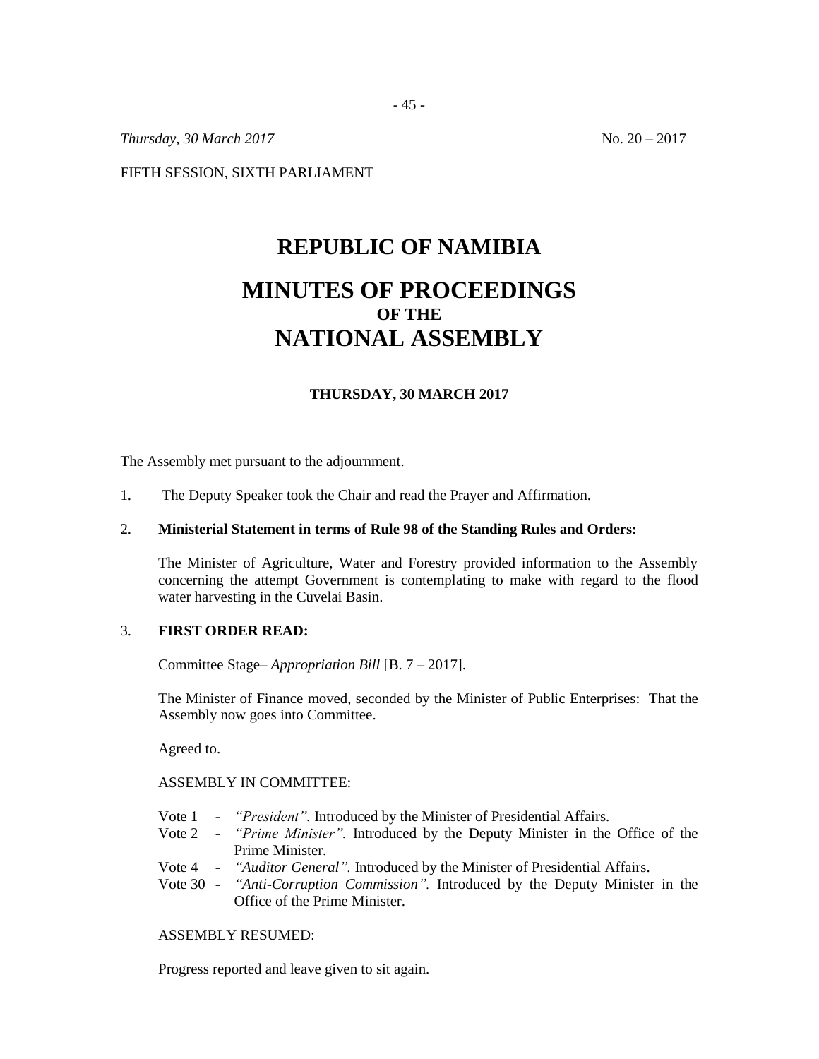*Thursday, 30 March 2017* No. 20 – 2017

FIFTH SESSION, SIXTH PARLIAMENT

# REPUBLIC OF NAMIBIA

# MINUTES OF PROCEEDINGS
## OF THE
# NATIONAL ASSEMBLY

### THURSDAY, 30 MARCH 2017

The Assembly met pursuant to the adjournment.

1. The Deputy Speaker took the Chair and read the Prayer and Affirmation.

2. **Ministerial Statement in terms of Rule 98 of the Standing Rules and Orders:**

   The Minister of Agriculture, Water and Forestry provided information to the Assembly concerning the attempt Government is contemplating to make with regard to the flood water harvesting in the Cuvelai Basin.

3. **FIRST ORDER READ:**

   Committee Stage– *Appropriation Bill* [B. 7 – 2017].

   The Minister of Finance moved, seconded by the Minister of Public Enterprises: That the Assembly now goes into Committee.

   Agreed to.

   ASSEMBLY IN COMMITTEE:

   Vote 1 - *"President".* Introduced by the Minister of Presidential Affairs.
   Vote 2 - *"Prime Minister".* Introduced by the Deputy Minister in the Office of the Prime Minister.
   Vote 4 - *"Auditor General".* Introduced by the Minister of Presidential Affairs.
   Vote 30 - *"Anti-Corruption Commission".* Introduced by the Deputy Minister in the Office of the Prime Minister.

   ASSEMBLY RESUMED:

   Progress reported and leave given to sit again.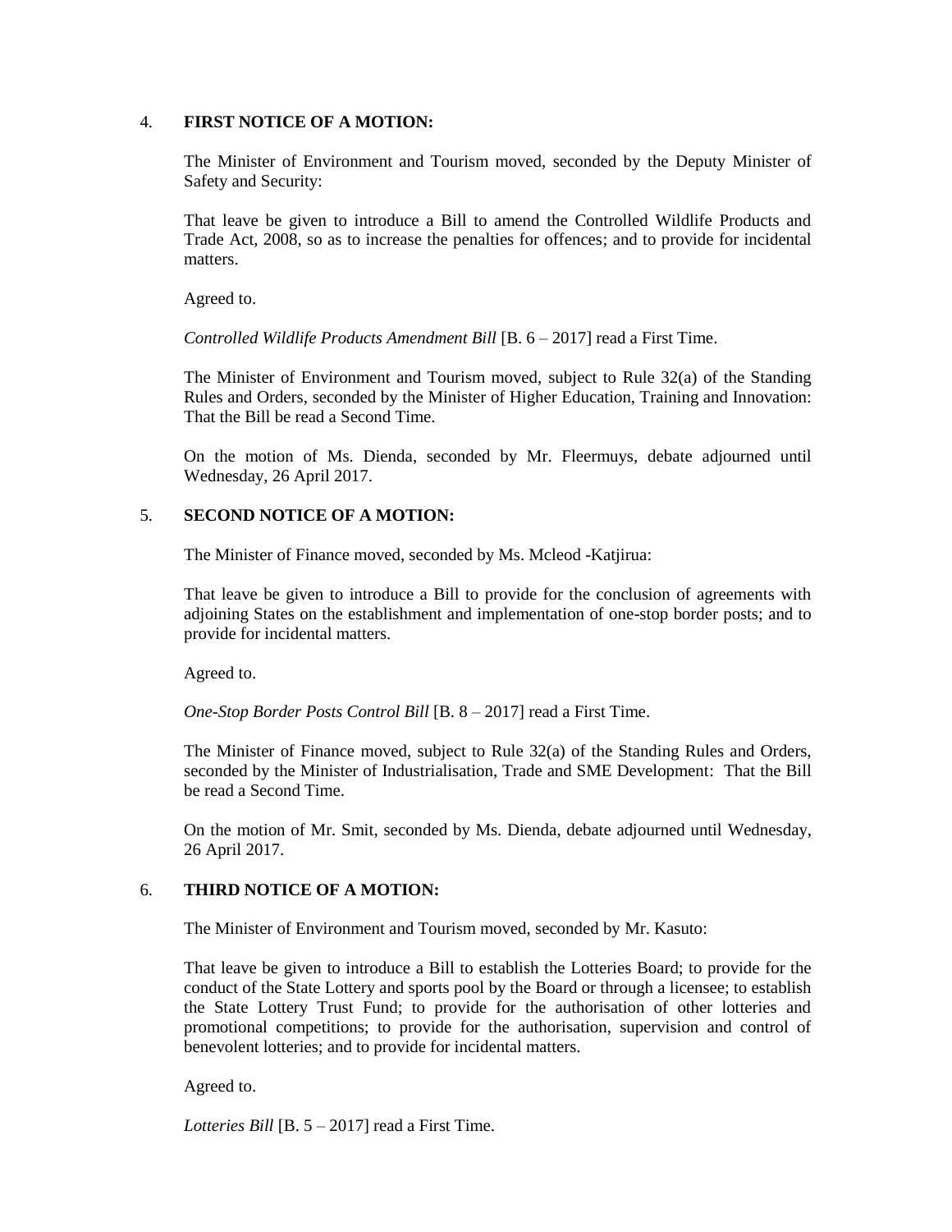4. **FIRST NOTICE OF A MOTION:**

The Minister of Environment and Tourism moved, seconded by the Deputy Minister of Safety and Security:

That leave be given to introduce a Bill to amend the Controlled Wildlife Products and Trade Act, 2008, so as to increase the penalties for offences; and to provide for incidental matters.

Agreed to.

*Controlled Wildlife Products Amendment Bill* [B. 6 – 2017] read a First Time.

The Minister of Environment and Tourism moved, subject to Rule 32(a) of the Standing Rules and Orders, seconded by the Minister of Higher Education, Training and Innovation: That the Bill be read a Second Time.

On the motion of Ms. Dienda, seconded by Mr. Fleermuys, debate adjourned until Wednesday, 26 April 2017.

5. **SECOND NOTICE OF A MOTION:**

The Minister of Finance moved, seconded by Ms. Mcleod -Katjirua:

That leave be given to introduce a Bill to provide for the conclusion of agreements with adjoining States on the establishment and implementation of one-stop border posts; and to provide for incidental matters.

Agreed to.

*One-Stop Border Posts Control Bill* [B. 8 – 2017] read a First Time.

The Minister of Finance moved, subject to Rule 32(a) of the Standing Rules and Orders, seconded by the Minister of Industrialisation, Trade and SME Development: That the Bill be read a Second Time.

On the motion of Mr. Smit, seconded by Ms. Dienda, debate adjourned until Wednesday, 26 April 2017.

6. **THIRD NOTICE OF A MOTION:**

The Minister of Environment and Tourism moved, seconded by Mr. Kasuto:

That leave be given to introduce a Bill to establish the Lotteries Board; to provide for the conduct of the State Lottery and sports pool by the Board or through a licensee; to establish the State Lottery Trust Fund; to provide for the authorisation of other lotteries and promotional competitions; to provide for the authorisation, supervision and control of benevolent lotteries; and to provide for incidental matters.

Agreed to.

*Lotteries Bill* [B. 5 – 2017] read a First Time.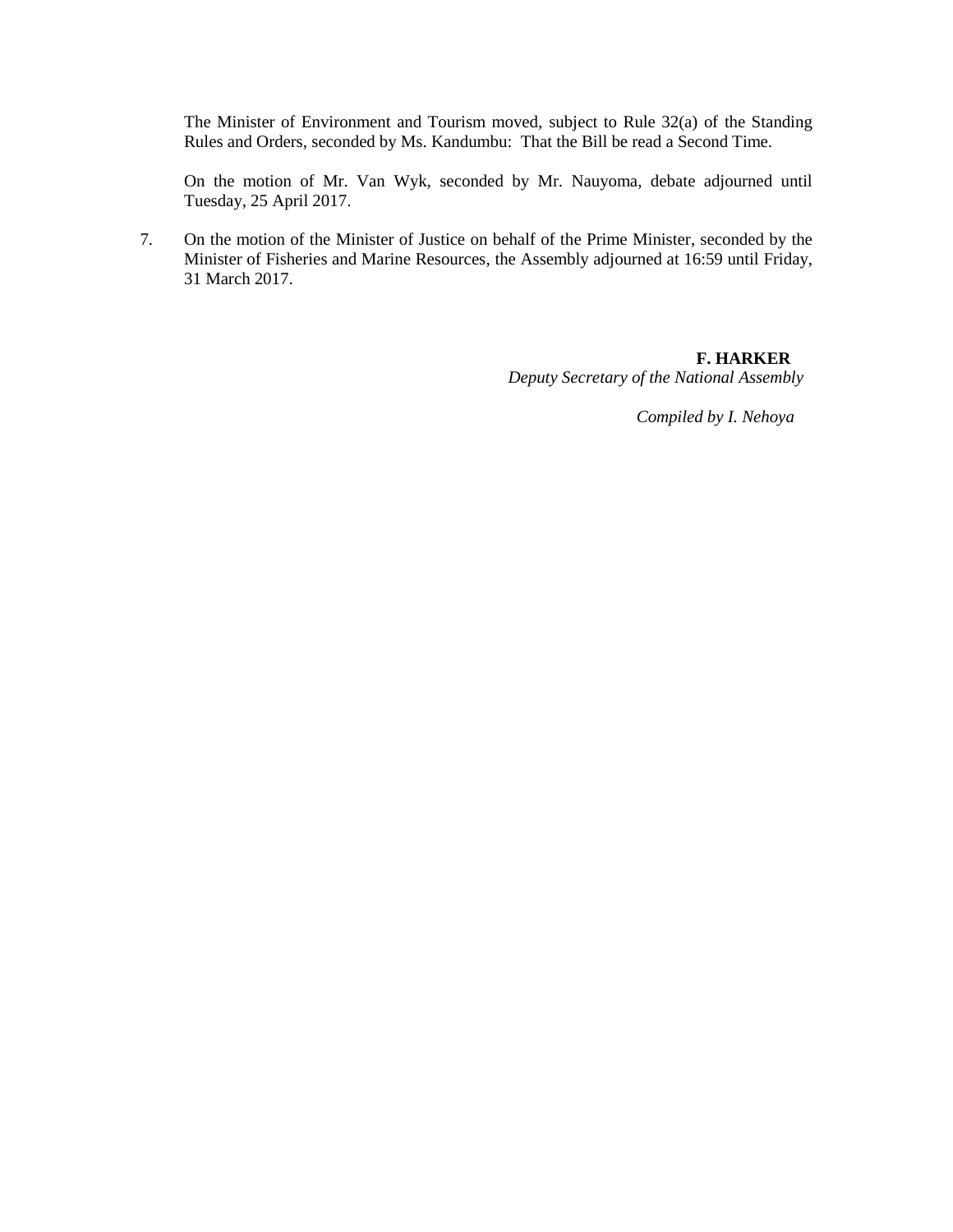The Minister of Environment and Tourism moved, subject to Rule 32(a) of the Standing Rules and Orders, seconded by Ms. Kandumbu: That the Bill be read a Second Time.

On the motion of Mr. Van Wyk, seconded by Mr. Nauyoma, debate adjourned until Tuesday, 25 April 2017.

7. On the motion of the Minister of Justice on behalf of the Prime Minister, seconded by the Minister of Fisheries and Marine Resources, the Assembly adjourned at 16:59 until Friday, 31 March 2017.

**F. HARKER**
*Deputy Secretary of the National Assembly*

*Compiled by I. Nehoya*